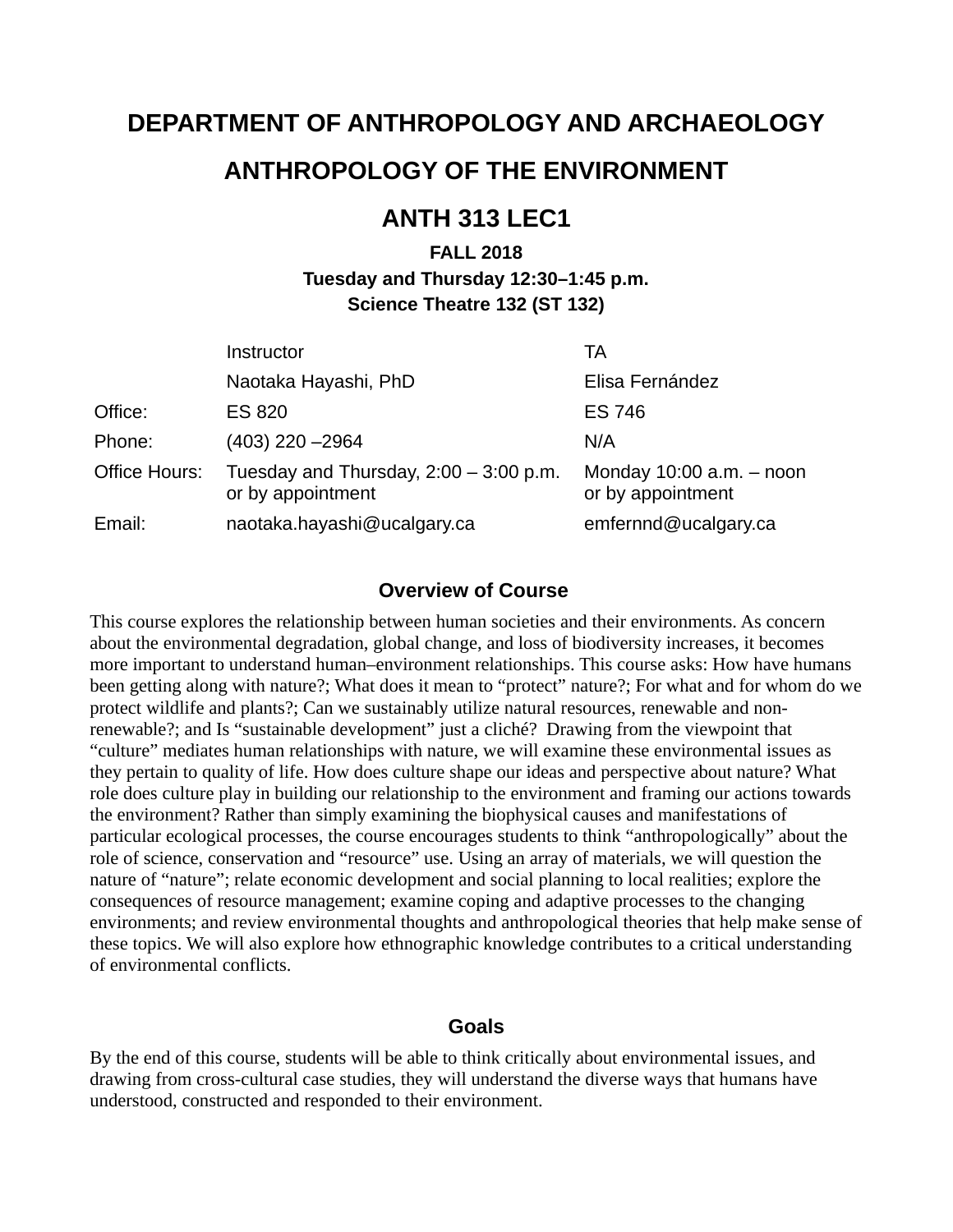# DEPARTMENT OF ANTHROPOLOGY AND ARCHAEOLOGY

# ANTHROPOLOGY OF THE ENVIRONMENT

# ANTH 313 LEC1

**FALL 2018**
**Tuesday and Thursday 12:30–1:45 p.m.**
**Science Theatre 132 (ST 132)**

| | Instructor | TA |
|---|---|---|
| | Naotaka Hayashi, PhD | Elisa Fernández |
| Office: | ES 820 | ES 746 |
| Phone: | (403) 220 –2964 | N/A |
| Office Hours: | Tuesday and Thursday, 2:00 – 3:00 p.m. or by appointment | Monday 10:00 a.m. – noon or by appointment |
| Email: | naotaka.hayashi@ucalgary.ca | emfernnd@ucalgary.ca |

## Overview of Course

This course explores the relationship between human societies and their environments. As concern about the environmental degradation, global change, and loss of biodiversity increases, it becomes more important to understand human–environment relationships. This course asks: How have humans been getting along with nature?; What does it mean to "protect" nature?; For what and for whom do we protect wildlife and plants?; Can we sustainably utilize natural resources, renewable and non-renewable?; and Is "sustainable development" just a cliché? Drawing from the viewpoint that "culture" mediates human relationships with nature, we will examine these environmental issues as they pertain to quality of life. How does culture shape our ideas and perspective about nature? What role does culture play in building our relationship to the environment and framing our actions towards the environment? Rather than simply examining the biophysical causes and manifestations of particular ecological processes, the course encourages students to think "anthropologically" about the role of science, conservation and "resource" use. Using an array of materials, we will question the nature of "nature"; relate economic development and social planning to local realities; explore the consequences of resource management; examine coping and adaptive processes to the changing environments; and review environmental thoughts and anthropological theories that help make sense of these topics. We will also explore how ethnographic knowledge contributes to a critical understanding of environmental conflicts.

## Goals

By the end of this course, students will be able to think critically about environmental issues, and drawing from cross-cultural case studies, they will understand the diverse ways that humans have understood, constructed and responded to their environment.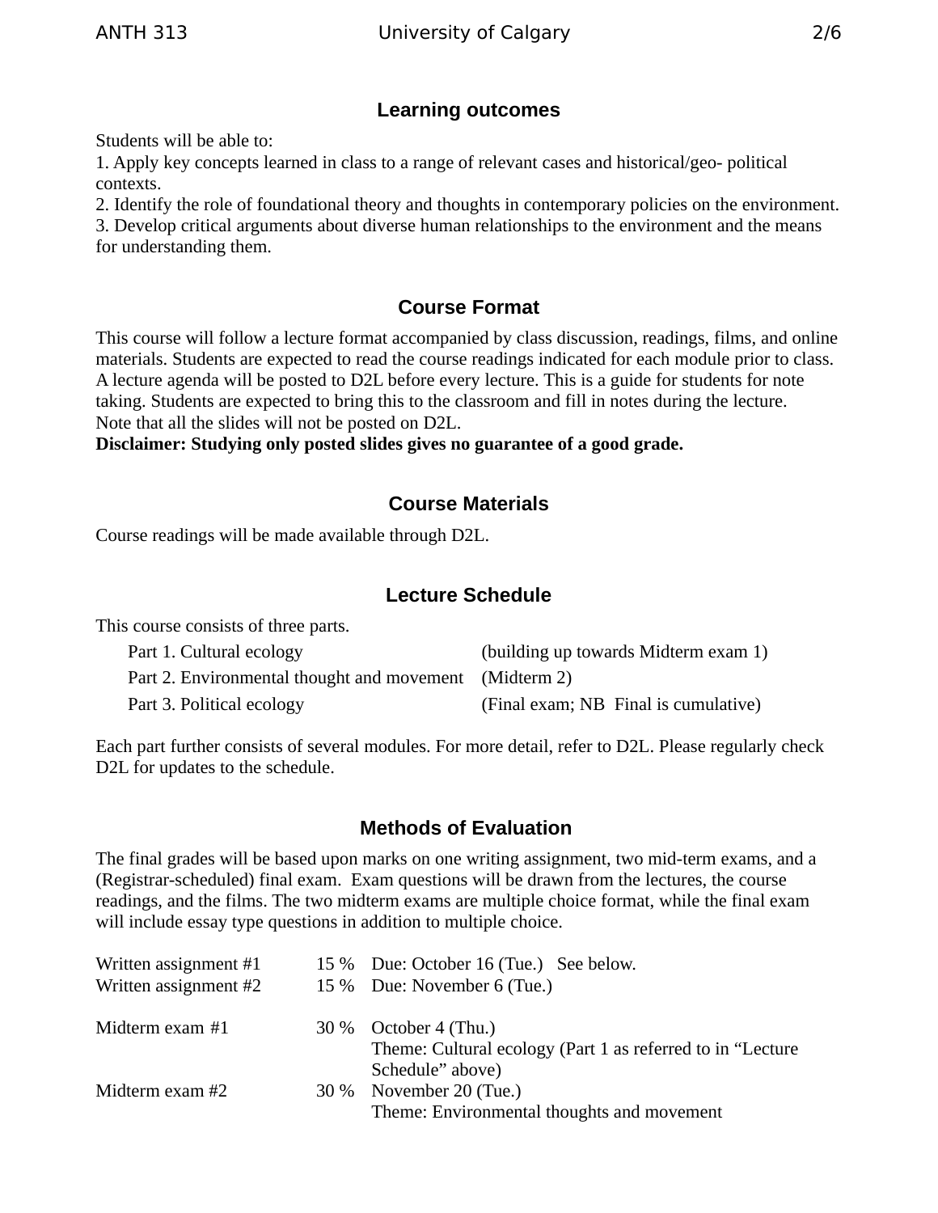## Learning outcomes

Students will be able to:
1. Apply key concepts learned in class to a range of relevant cases and historical/geo- political contexts.
2. Identify the role of foundational theory and thoughts in contemporary policies on the environment.
3. Develop critical arguments about diverse human relationships to the environment and the means for understanding them.

## Course Format

This course will follow a lecture format accompanied by class discussion, readings, films, and online materials. Students are expected to read the course readings indicated for each module prior to class. A lecture agenda will be posted to D2L before every lecture. This is a guide for students for note taking. Students are expected to bring this to the classroom and fill in notes during the lecture. Note that all the slides will not be posted on D2L.
**Disclaimer: Studying only posted slides gives no guarantee of a good grade.**

## Course Materials

Course readings will be made available through D2L.

## Lecture Schedule

This course consists of three parts.

| | |
|---|---|
| Part 1. Cultural ecology | (building up towards Midterm exam 1) |
| Part 2. Environmental thought and movement | (Midterm 2) |
| Part 3. Political ecology | (Final exam; NB Final is cumulative) |

Each part further consists of several modules. For more detail, refer to D2L. Please regularly check D2L for updates to the schedule.

## Methods of Evaluation

The final grades will be based upon marks on one writing assignment, two mid-term exams, and a (Registrar-scheduled) final exam. Exam questions will be drawn from the lectures, the course readings, and the films. The two midterm exams are multiple choice format, while the final exam will include essay type questions in addition to multiple choice.

| | | |
|---|---|---|
| Written assignment #1 | 15 % | Due: October 16 (Tue.) See below. |
| Written assignment #2 | 15 % | Due: November 6 (Tue.) |
| Midterm exam #1 | 30 % | October 4 (Thu.) Theme: Cultural ecology (Part 1 as referred to in "Lecture Schedule" above) |
| Midterm exam #2 | 30 % | November 20 (Tue.) Theme: Environmental thoughts and movement |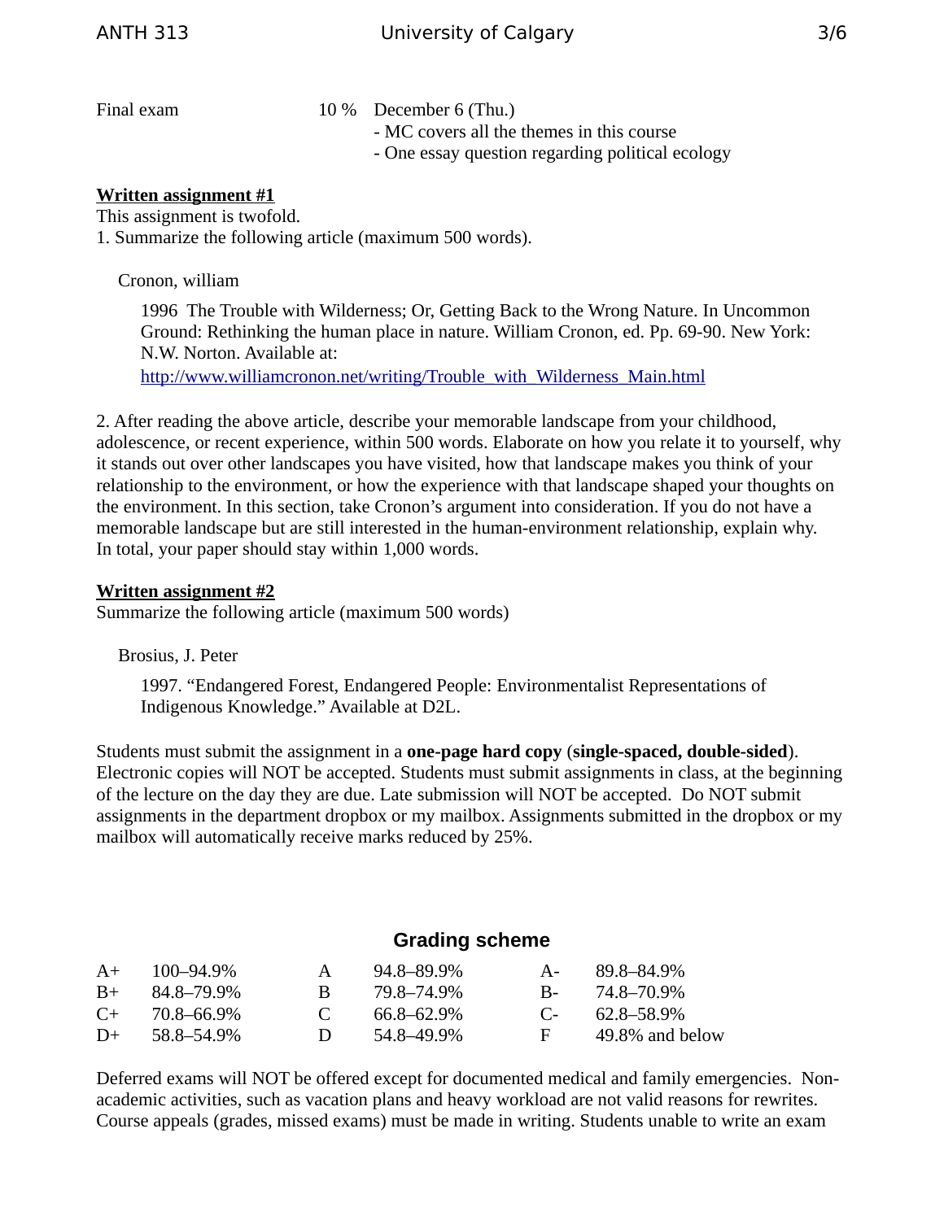| | | |
|---|---|---|
| Final exam | 10 % | December 6 (Thu.)<br>- MC covers all the themes in this course<br>- One essay question regarding political ecology |

**Written assignment #1**

This assignment is twofold.

1. Summarize the following article (maximum 500 words).

Cronon, william

1996 The Trouble with Wilderness; Or, Getting Back to the Wrong Nature. In Uncommon Ground: Rethinking the human place in nature. William Cronon, ed. Pp. 69-90. New York: N.W. Norton. Available at: http://www.williamcronon.net/writing/Trouble_with_Wilderness_Main.html

2. After reading the above article, describe your memorable landscape from your childhood, adolescence, or recent experience, within 500 words. Elaborate on how you relate it to yourself, why it stands out over other landscapes you have visited, how that landscape makes you think of your relationship to the environment, or how the experience with that landscape shaped your thoughts on the environment. In this section, take Cronon's argument into consideration. If you do not have a memorable landscape but are still interested in the human-environment relationship, explain why. In total, your paper should stay within 1,000 words.

**Written assignment #2**

Summarize the following article (maximum 500 words)

Brosius, J. Peter

1997. "Endangered Forest, Endangered People: Environmentalist Representations of Indigenous Knowledge." Available at D2L.

Students must submit the assignment in a **one-page hard copy** (**single-spaced, double-sided**). Electronic copies will NOT be accepted. Students must submit assignments in class, at the beginning of the lecture on the day they are due. Late submission will NOT be accepted. Do NOT submit assignments in the department dropbox or my mailbox. Assignments submitted in the dropbox or my mailbox will automatically receive marks reduced by 25%.

## Grading scheme

| | | | | | |
|---|---|---|---|---|---|
| A+ | 100–94.9% | A | 94.8–89.9% | A- | 89.8–84.9% |
| B+ | 84.8–79.9% | B | 79.8–74.9% | B- | 74.8–70.9% |
| C+ | 70.8–66.9% | C | 66.8–62.9% | C- | 62.8–58.9% |
| D+ | 58.8–54.9% | D | 54.8–49.9% | F | 49.8% and below |

Deferred exams will NOT be offered except for documented medical and family emergencies. Non-academic activities, such as vacation plans and heavy workload are not valid reasons for rewrites. Course appeals (grades, missed exams) must be made in writing. Students unable to write an exam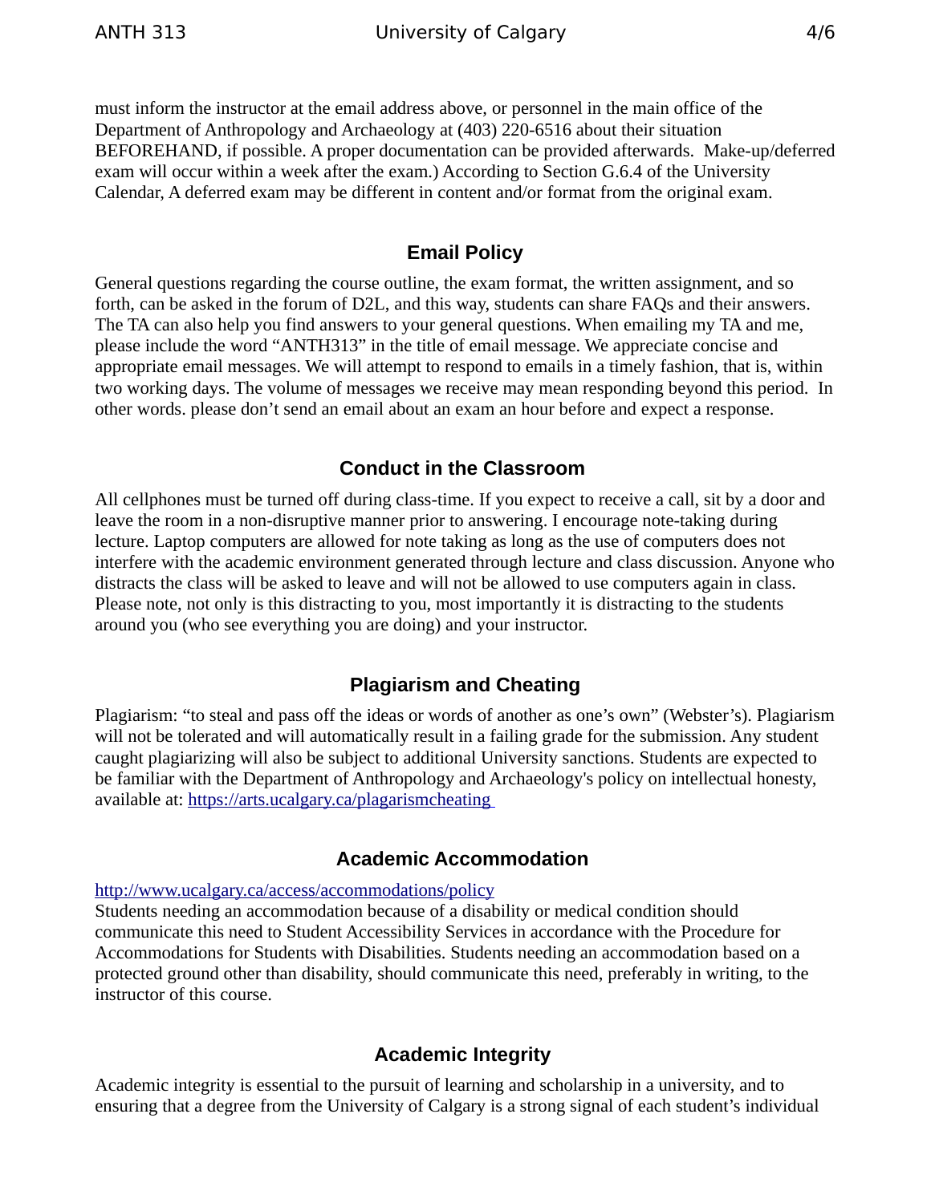must inform the instructor at the email address above, or personnel in the main office of the Department of Anthropology and Archaeology at (403) 220-6516 about their situation BEFOREHAND, if possible. A proper documentation can be provided afterwards. Make-up/deferred exam will occur within a week after the exam.) According to Section G.6.4 of the University Calendar, A deferred exam may be different in content and/or format from the original exam.

## Email Policy

General questions regarding the course outline, the exam format, the written assignment, and so forth, can be asked in the forum of D2L, and this way, students can share FAQs and their answers. The TA can also help you find answers to your general questions. When emailing my TA and me, please include the word "ANTH313" in the title of email message. We appreciate concise and appropriate email messages. We will attempt to respond to emails in a timely fashion, that is, within two working days. The volume of messages we receive may mean responding beyond this period. In other words. please don't send an email about an exam an hour before and expect a response.

## Conduct in the Classroom

All cellphones must be turned off during class-time. If you expect to receive a call, sit by a door and leave the room in a non-disruptive manner prior to answering. I encourage note-taking during lecture. Laptop computers are allowed for note taking as long as the use of computers does not interfere with the academic environment generated through lecture and class discussion. Anyone who distracts the class will be asked to leave and will not be allowed to use computers again in class. Please note, not only is this distracting to you, most importantly it is distracting to the students around you (who see everything you are doing) and your instructor.

## Plagiarism and Cheating

Plagiarism: "to steal and pass off the ideas or words of another as one's own" (Webster's). Plagiarism will not be tolerated and will automatically result in a failing grade for the submission. Any student caught plagiarizing will also be subject to additional University sanctions. Students are expected to be familiar with the Department of Anthropology and Archaeology's policy on intellectual honesty, available at: https://arts.ucalgary.ca/plagarismcheating

## Academic Accommodation

http://www.ucalgary.ca/access/accommodations/policy
Students needing an accommodation because of a disability or medical condition should communicate this need to Student Accessibility Services in accordance with the Procedure for Accommodations for Students with Disabilities. Students needing an accommodation based on a protected ground other than disability, should communicate this need, preferably in writing, to the instructor of this course.

## Academic Integrity

Academic integrity is essential to the pursuit of learning and scholarship in a university, and to ensuring that a degree from the University of Calgary is a strong signal of each student's individual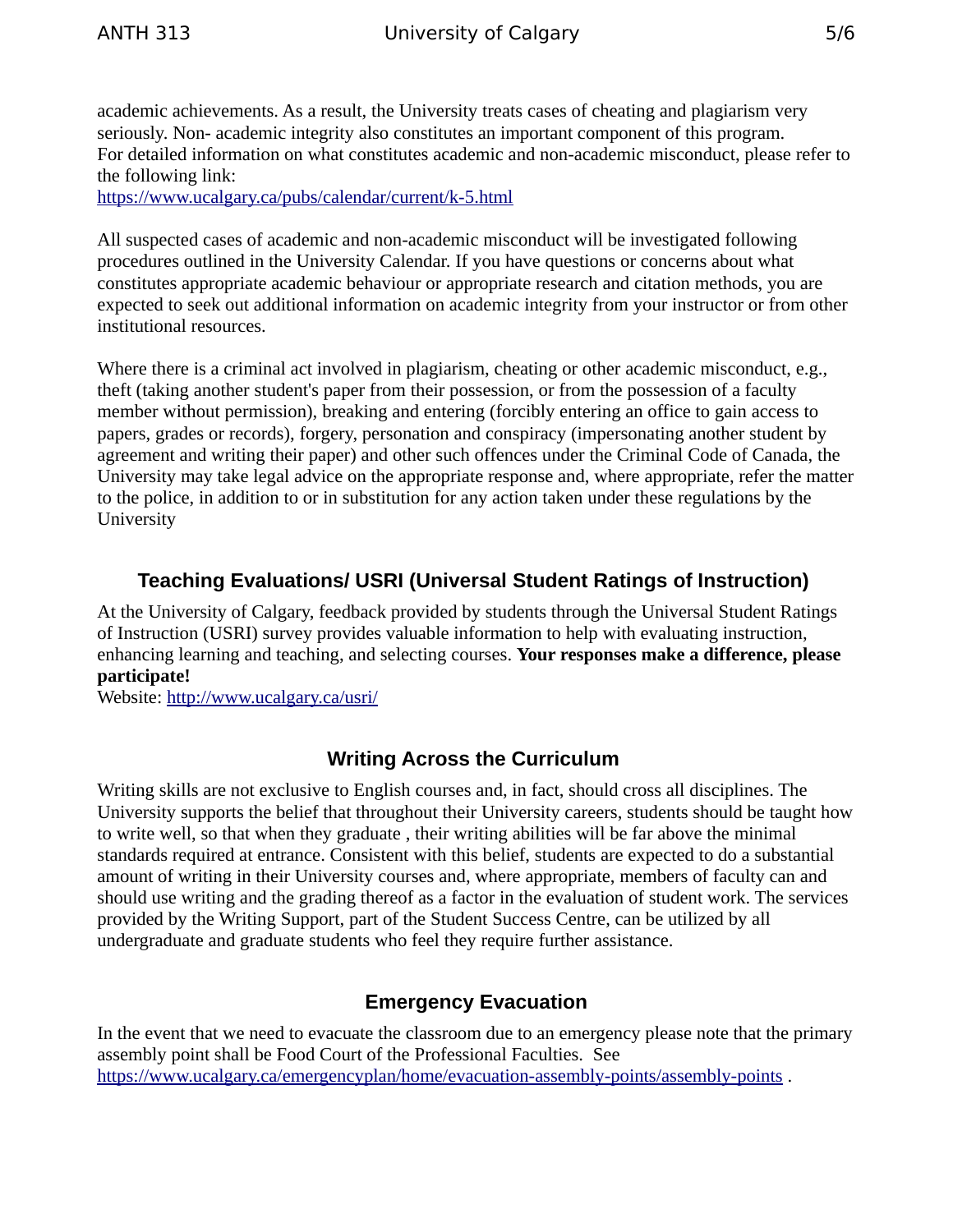academic achievements. As a result, the University treats cases of cheating and plagiarism very seriously. Non- academic integrity also constitutes an important component of this program.
For detailed information on what constitutes academic and non-academic misconduct, please refer to the following link:
https://www.ucalgary.ca/pubs/calendar/current/k-5.html

All suspected cases of academic and non-academic misconduct will be investigated following procedures outlined in the University Calendar. If you have questions or concerns about what constitutes appropriate academic behaviour or appropriate research and citation methods, you are expected to seek out additional information on academic integrity from your instructor or from other institutional resources.

Where there is a criminal act involved in plagiarism, cheating or other academic misconduct, e.g., theft (taking another student's paper from their possession, or from the possession of a faculty member without permission), breaking and entering (forcibly entering an office to gain access to papers, grades or records), forgery, personation and conspiracy (impersonating another student by agreement and writing their paper) and other such offences under the Criminal Code of Canada, the University may take legal advice on the appropriate response and, where appropriate, refer the matter to the police, in addition to or in substitution for any action taken under these regulations by the University

## Teaching Evaluations/ USRI (Universal Student Ratings of Instruction)

At the University of Calgary, feedback provided by students through the Universal Student Ratings of Instruction (USRI) survey provides valuable information to help with evaluating instruction, enhancing learning and teaching, and selecting courses. **Your responses make a difference, please participate!**
Website: http://www.ucalgary.ca/usri/

## Writing Across the Curriculum

Writing skills are not exclusive to English courses and, in fact, should cross all disciplines. The University supports the belief that throughout their University careers, students should be taught how to write well, so that when they graduate , their writing abilities will be far above the minimal standards required at entrance. Consistent with this belief, students are expected to do a substantial amount of writing in their University courses and, where appropriate, members of faculty can and should use writing and the grading thereof as a factor in the evaluation of student work. The services provided by the Writing Support, part of the Student Success Centre, can be utilized by all undergraduate and graduate students who feel they require further assistance.

## Emergency Evacuation

In the event that we need to evacuate the classroom due to an emergency please note that the primary assembly point shall be Food Court of the Professional Faculties. See https://www.ucalgary.ca/emergencyplan/home/evacuation-assembly-points/assembly-points .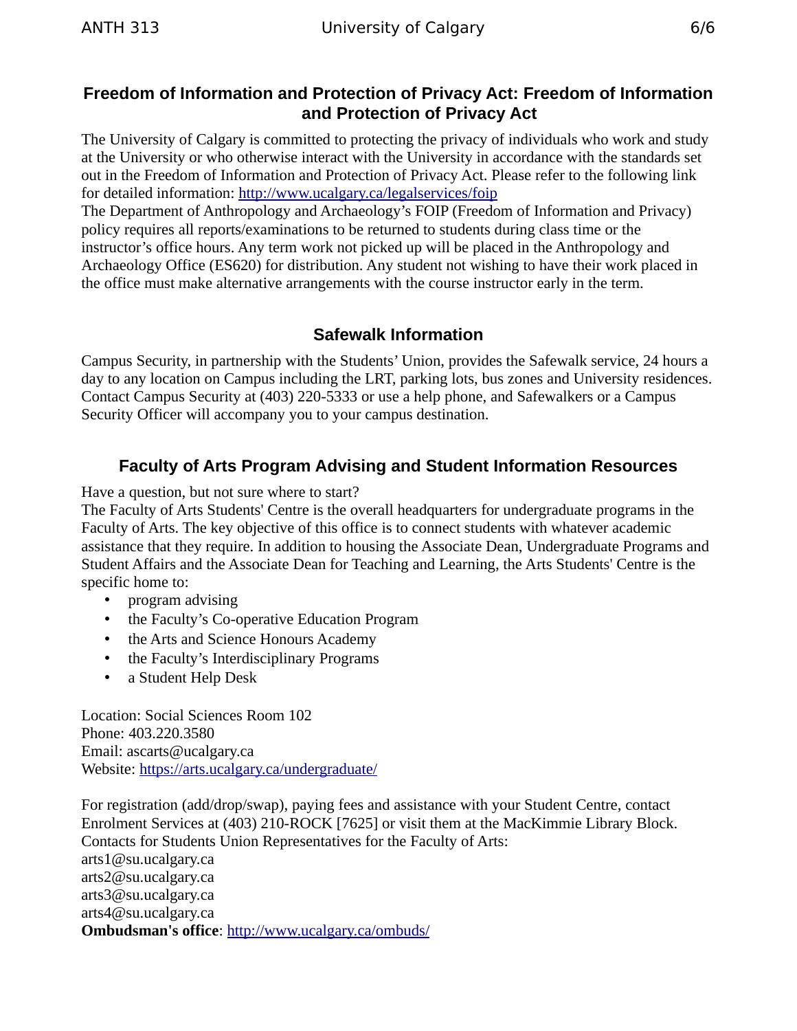## Freedom of Information and Protection of Privacy Act: Freedom of Information and Protection of Privacy Act

The University of Calgary is committed to protecting the privacy of individuals who work and study at the University or who otherwise interact with the University in accordance with the standards set out in the Freedom of Information and Protection of Privacy Act. Please refer to the following link for detailed information: http://www.ucalgary.ca/legalservices/foip

The Department of Anthropology and Archaeology's FOIP (Freedom of Information and Privacy) policy requires all reports/examinations to be returned to students during class time or the instructor's office hours. Any term work not picked up will be placed in the Anthropology and Archaeology Office (ES620) for distribution. Any student not wishing to have their work placed in the office must make alternative arrangements with the course instructor early in the term.

## Safewalk Information

Campus Security, in partnership with the Students' Union, provides the Safewalk service, 24 hours a day to any location on Campus including the LRT, parking lots, bus zones and University residences. Contact Campus Security at (403) 220-5333 or use a help phone, and Safewalkers or a Campus Security Officer will accompany you to your campus destination.

## Faculty of Arts Program Advising and Student Information Resources

Have a question, but not sure where to start?

The Faculty of Arts Students' Centre is the overall headquarters for undergraduate programs in the Faculty of Arts. The key objective of this office is to connect students with whatever academic assistance that they require. In addition to housing the Associate Dean, Undergraduate Programs and Student Affairs and the Associate Dean for Teaching and Learning, the Arts Students' Centre is the specific home to:

- program advising
- the Faculty's Co-operative Education Program
- the Arts and Science Honours Academy
- the Faculty's Interdisciplinary Programs
- a Student Help Desk

Location: Social Sciences Room 102
Phone: 403.220.3580
Email: ascarts@ucalgary.ca
Website: https://arts.ucalgary.ca/undergraduate/

For registration (add/drop/swap), paying fees and assistance with your Student Centre, contact Enrolment Services at (403) 210-ROCK [7625] or visit them at the MacKimmie Library Block.
Contacts for Students Union Representatives for the Faculty of Arts:
arts1@su.ucalgary.ca
arts2@su.ucalgary.ca
arts3@su.ucalgary.ca
arts4@su.ucalgary.ca
**Ombudsman's office**: http://www.ucalgary.ca/ombuds/